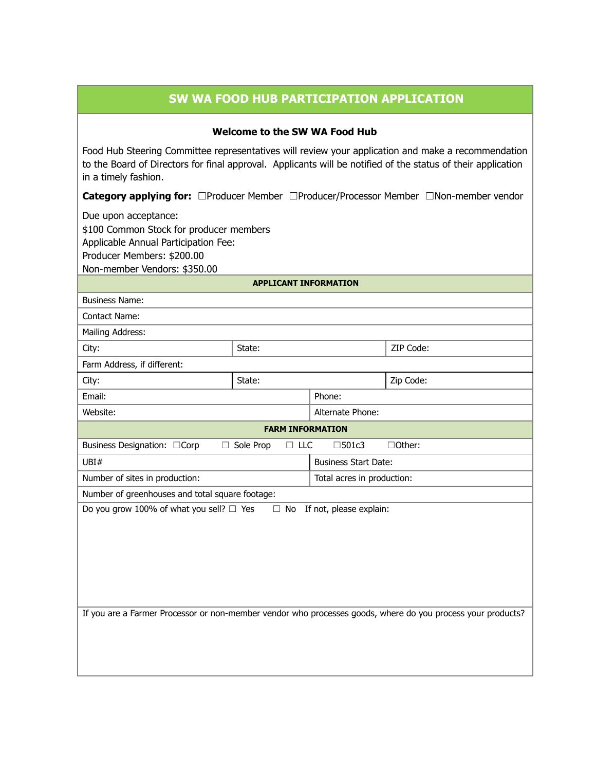# SW WA FOOD HUB PARTICIPATION APPLICATION

**Welcome to the SW WA Food Hub**

Food Hub Steering Committee representatives will review your application and make a recommendation to the Board of Directors for final approval. Applicants will be notified of the status of their application in a timely fashion.

**Category applying for:** ☐Producer Member ☐Producer/Processor Member ☐Non-member vendor

Due upon acceptance:
$100 Common Stock for producer members
Applicable Annual Participation Fee:
Producer Members: $200.00
Non-member Vendors: $350.00

| **APPLICANT INFORMATION** | | |
|---|---|---|
| Business Name: | | |
| Contact Name: | | |
| Mailing Address: | | |
| City: | State: | ZIP Code: |
| Farm Address, if different: | | |
| City: | State: | Zip Code: |
| Email: | Phone: | |
| Website: | Alternate Phone: | |

| **FARM INFORMATION** | |
|---|---|
| Business Designation: ☐Corp ☐ Sole Prop ☐ LLC ☐501c3 ☐Other: | |
| UBI# | Business Start Date: |
| Number of sites in production: | Total acres in production: |
| Number of greenhouses and total square footage: | |
| Do you grow 100% of what you sell? ☐ Yes ☐ No If not, please explain: | |
| If you are a Farmer Processor or non-member vendor who processes goods, where do you process your products? | |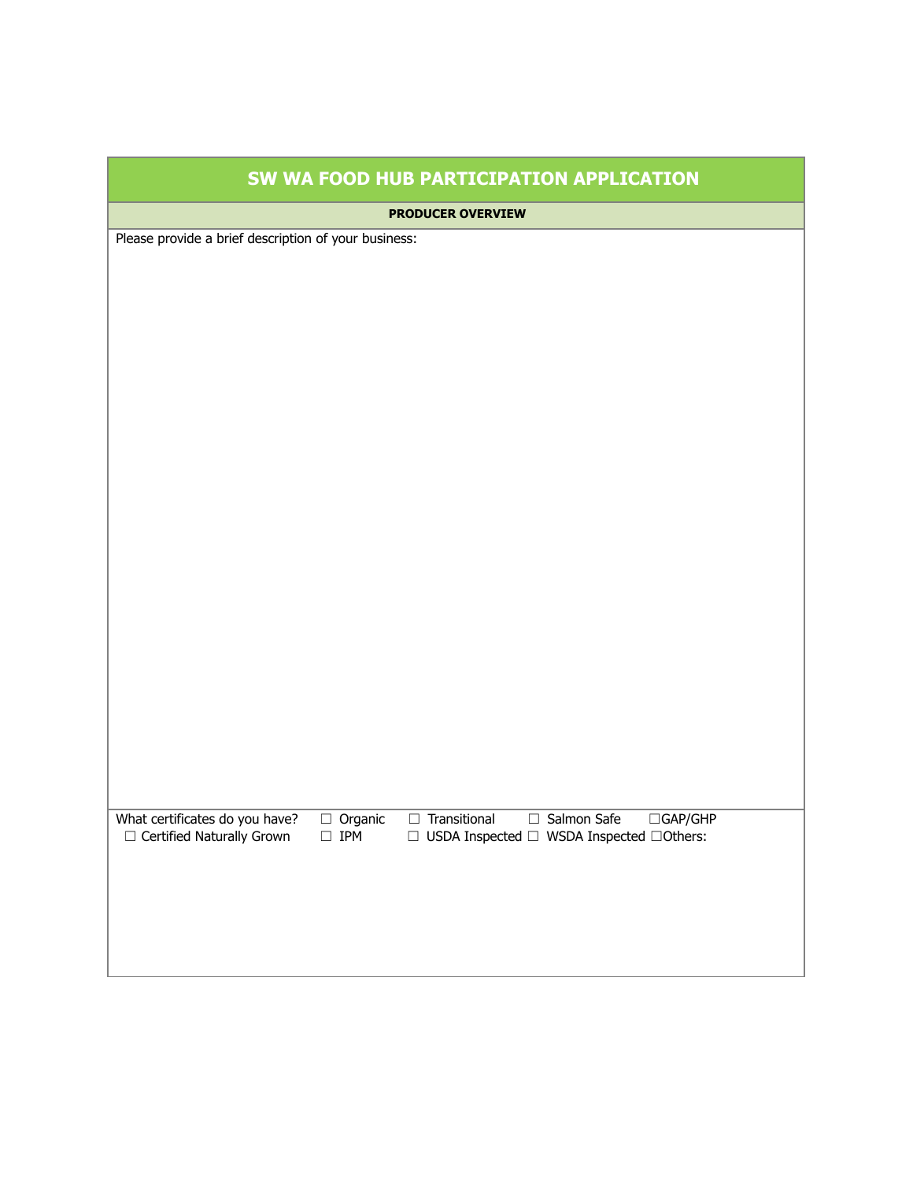# SW WA FOOD HUB PARTICIPATION APPLICATION

**PRODUCER OVERVIEW**

Please provide a brief description of your business:

What certificates do you have? ☐ Organic ☐ Transitional ☐ Salmon Safe ☐GAP/GHP ☐ Certified Naturally Grown ☐ IPM ☐ USDA Inspected ☐ WSDA Inspected ☐Others: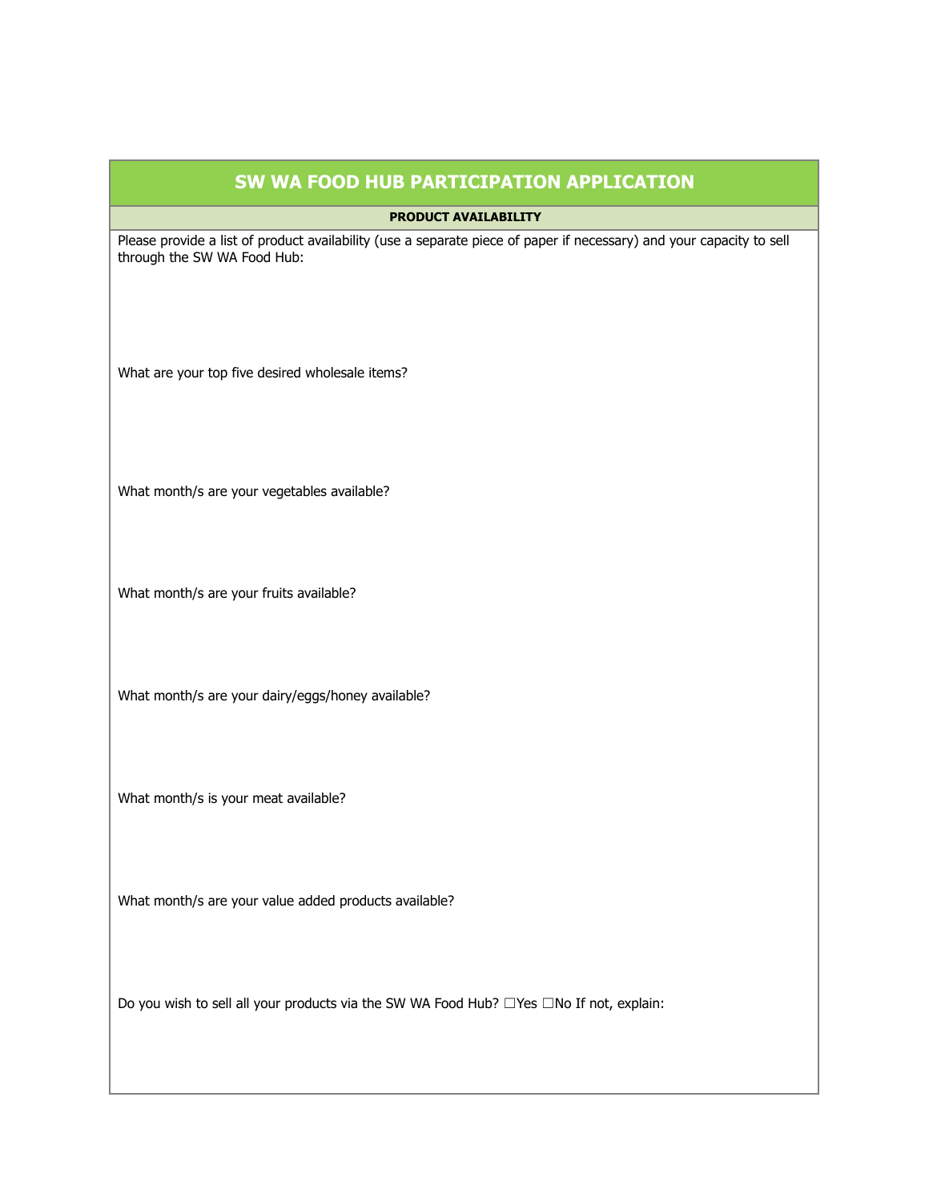# SW WA FOOD HUB PARTICIPATION APPLICATION

## PRODUCT AVAILABILITY

Please provide a list of product availability (use a separate piece of paper if necessary) and your capacity to sell through the SW WA Food Hub:

What are your top five desired wholesale items?

What month/s are your vegetables available?

What month/s are your fruits available?

What month/s are your dairy/eggs/honey available?

What month/s is your meat available?

What month/s are your value added products available?

Do you wish to sell all your products via the SW WA Food Hub? ☐Yes ☐No If not, explain: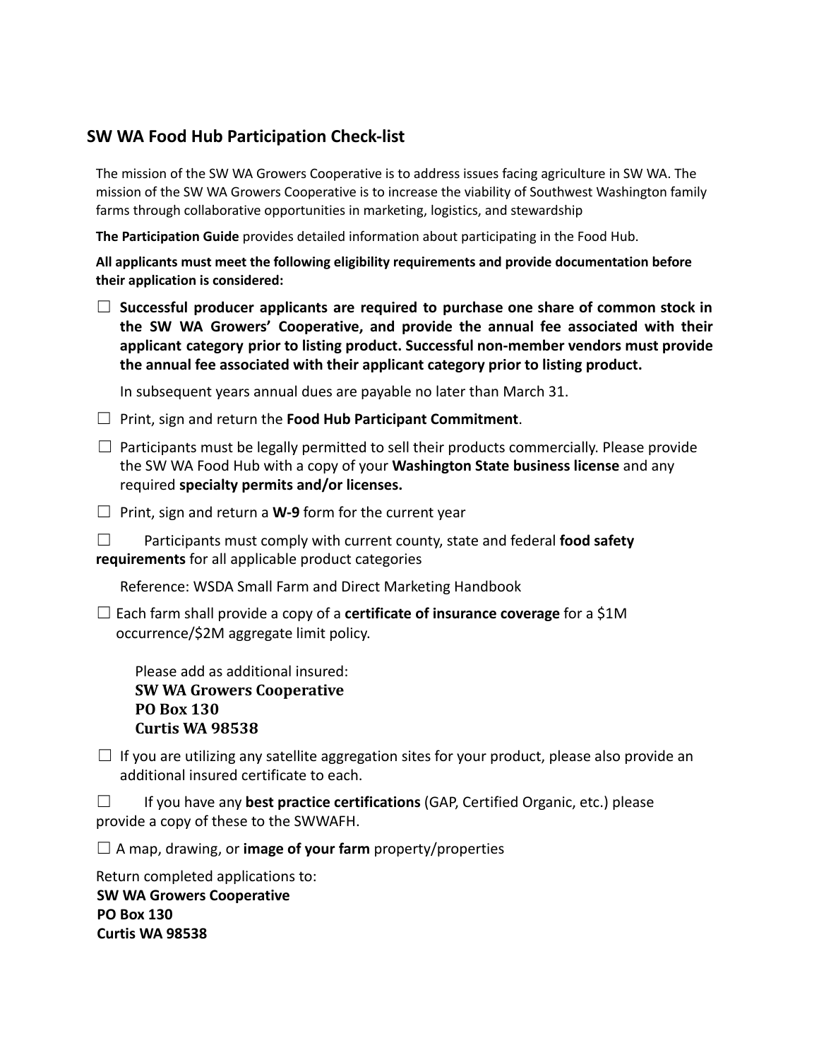## SW WA Food Hub Participation Check-list

The mission of the SW WA Growers Cooperative is to address issues facing agriculture in SW WA. The mission of the SW WA Growers Cooperative is to increase the viability of Southwest Washington family farms through collaborative opportunities in marketing, logistics, and stewardship

**The Participation Guide** provides detailed information about participating in the Food Hub.

**All applicants must meet the following eligibility requirements and provide documentation before their application is considered:**

☐ **Successful producer applicants are required to purchase one share of common stock in the SW WA Growers' Cooperative, and provide the annual fee associated with their applicant category prior to listing product. Successful non-member vendors must provide the annual fee associated with their applicant category prior to listing product.**

In subsequent years annual dues are payable no later than March 31.

☐ Print, sign and return the **Food Hub Participant Commitment**.

☐ Participants must be legally permitted to sell their products commercially. Please provide the SW WA Food Hub with a copy of your **Washington State business license** and any required **specialty permits and/or licenses.**

☐ Print, sign and return a **W-9** form for the current year

☐ Participants must comply with current county, state and federal **food safety requirements** for all applicable product categories

Reference: WSDA Small Farm and Direct Marketing Handbook

☐ Each farm shall provide a copy of a **certificate of insurance coverage** for a $1M occurrence/$2M aggregate limit policy.

Please add as additional insured:  
**SW WA Growers Cooperative**  
**PO Box 130**  
**Curtis WA 98538**

☐ If you are utilizing any satellite aggregation sites for your product, please also provide an additional insured certificate to each.

☐ If you have any **best practice certifications** (GAP, Certified Organic, etc.) please provide a copy of these to the SWWAFH.

☐ A map, drawing, or **image of your farm** property/properties

Return completed applications to:  
**SW WA Growers Cooperative**  
**PO Box 130**  
**Curtis WA 98538**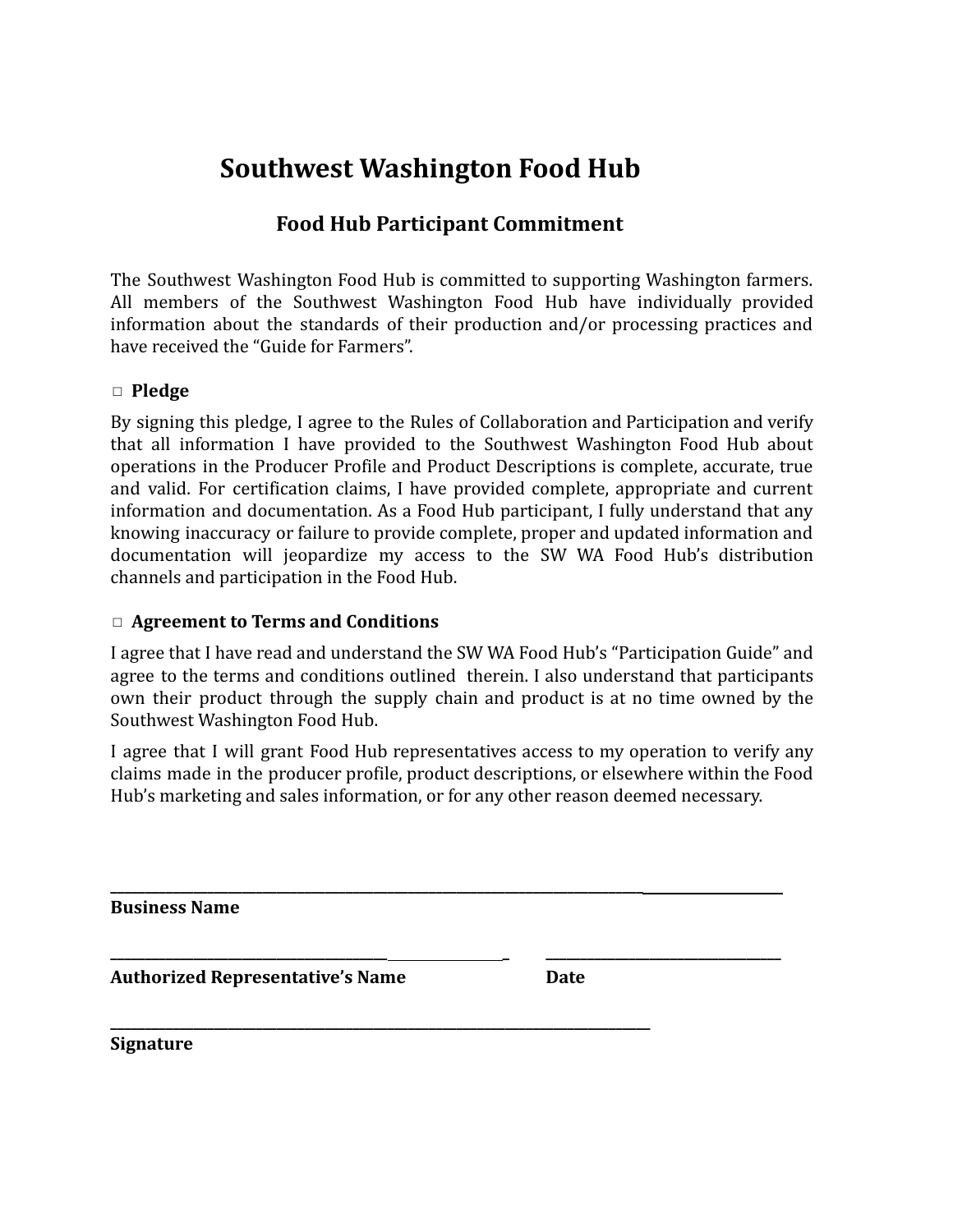# Southwest Washington Food Hub

## Food Hub Participant Commitment

The Southwest Washington Food Hub is committed to supporting Washington farmers. All members of the Southwest Washington Food Hub have individually provided information about the standards of their production and/or processing practices and have received the "Guide for Farmers".

□ **Pledge**

By signing this pledge, I agree to the Rules of Collaboration and Participation and verify that all information I have provided to the Southwest Washington Food Hub about operations in the Producer Profile and Product Descriptions is complete, accurate, true and valid. For certification claims, I have provided complete, appropriate and current information and documentation. As a Food Hub participant, I fully understand that any knowing inaccuracy or failure to provide complete, proper and updated information and documentation will jeopardize my access to the SW WA Food Hub's distribution channels and participation in the Food Hub.

□ **Agreement to Terms and Conditions**

I agree that I have read and understand the SW WA Food Hub's "Participation Guide" and agree to the terms and conditions outlined therein. I also understand that participants own their product through the supply chain and product is at no time owned by the Southwest Washington Food Hub.

I agree that I will grant Food Hub representatives access to my operation to verify any claims made in the producer profile, product descriptions, or elsewhere within the Food Hub's marketing and sales information, or for any other reason deemed necessary.

________________________________________________________________________________

**Business Name**

_____________________________________________________ _______________________________

**Authorized Representative's Name** **Date**

________________________________________________________________________________

**Signature**